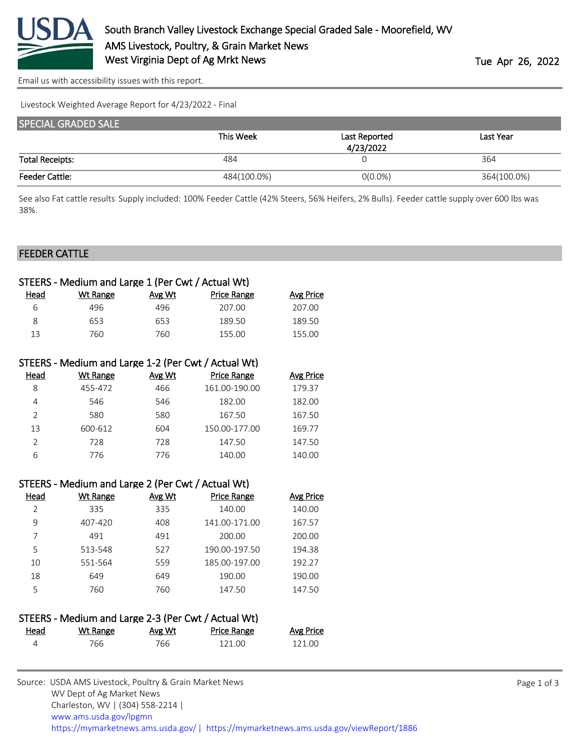# South Branch Valley Livestock Exchange Special Graded Sale - Moorefield, WV

AMS Livestock, Poultry, & Grain Market News

West Virginia Dept of Ag Mrkt News

Tue Apr 26, 2022

Email us with accessibility issues with this report.

Livestock Weighted Average Report for 4/23/2022 - Final

## SPECIAL GRADED SALE

| | This Week | Last Reported 4/23/2022 | Last Year |
|---|---|---|---|
| Total Receipts: | 484 | 0 | 364 |
| Feeder Cattle: | 484(100.0%) | 0(0.0%) | 364(100.0%) |

See also Fat cattle results Supply included: 100% Feeder Cattle (42% Steers, 56% Heifers, 2% Bulls). Feeder cattle supply over 600 lbs was 38%.

## FEEDER CATTLE

### STEERS - Medium and Large 1 (Per Cwt / Actual Wt)

| Head | Wt Range | Avg Wt | Price Range | Avg Price |
|---|---|---|---|---|
| 6 | 496 | 496 | 207.00 | 207.00 |
| 8 | 653 | 653 | 189.50 | 189.50 |
| 13 | 760 | 760 | 155.00 | 155.00 |

### STEERS - Medium and Large 1-2 (Per Cwt / Actual Wt)

| Head | Wt Range | Avg Wt | Price Range | Avg Price |
|---|---|---|---|---|
| 8 | 455-472 | 466 | 161.00-190.00 | 179.37 |
| 4 | 546 | 546 | 182.00 | 182.00 |
| 2 | 580 | 580 | 167.50 | 167.50 |
| 13 | 600-612 | 604 | 150.00-177.00 | 169.77 |
| 2 | 728 | 728 | 147.50 | 147.50 |
| 6 | 776 | 776 | 140.00 | 140.00 |

### STEERS - Medium and Large 2 (Per Cwt / Actual Wt)

| Head | Wt Range | Avg Wt | Price Range | Avg Price |
|---|---|---|---|---|
| 2 | 335 | 335 | 140.00 | 140.00 |
| 9 | 407-420 | 408 | 141.00-171.00 | 167.57 |
| 7 | 491 | 491 | 200.00 | 200.00 |
| 5 | 513-548 | 527 | 190.00-197.50 | 194.38 |
| 10 | 551-564 | 559 | 185.00-197.00 | 192.27 |
| 18 | 649 | 649 | 190.00 | 190.00 |
| 5 | 760 | 760 | 147.50 | 147.50 |

### STEERS - Medium and Large 2-3 (Per Cwt / Actual Wt)

| Head | Wt Range | Avg Wt | Price Range | Avg Price |
|---|---|---|---|---|
| 4 | 766 | 766 | 121.00 | 121.00 |

Source: USDA AMS Livestock, Poultry & Grain Market News
WV Dept of Ag Market News
Charleston, WV | (304) 558-2214 |
www.ams.usda.gov/lpgmn
https://mymarketnews.ams.usda.gov/ | https://mymarketnews.ams.usda.gov/viewReport/1886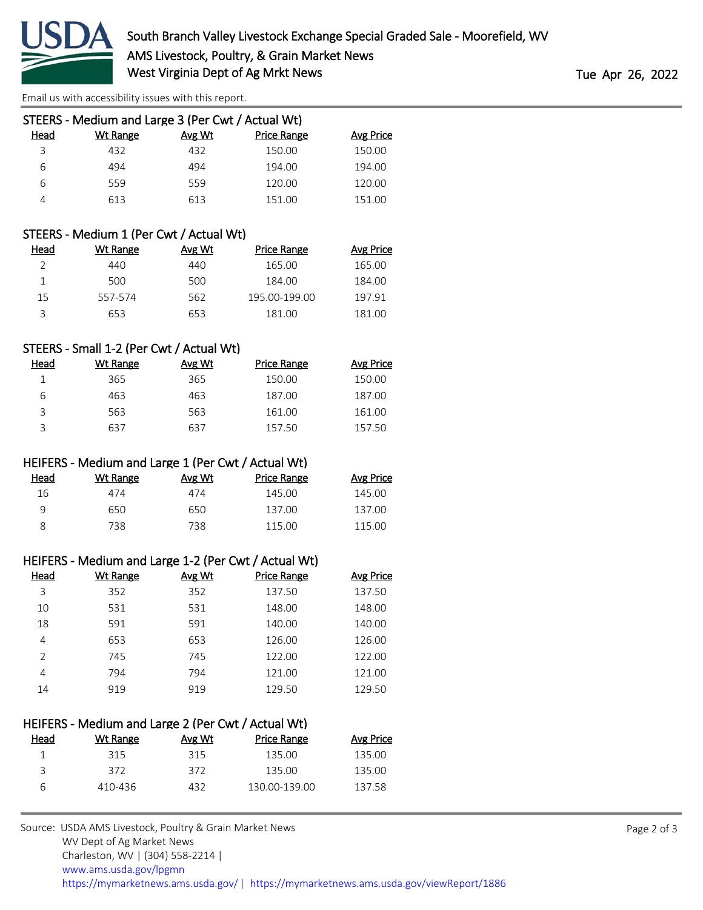Email us with accessibility issues with this report.

## STEERS - Medium and Large 3 (Per Cwt / Actual Wt)

| Head | Wt Range | Avg Wt | Price Range | Avg Price |
|---|---|---|---|---|
| 3 | 432 | 432 | 150.00 | 150.00 |
| 6 | 494 | 494 | 194.00 | 194.00 |
| 6 | 559 | 559 | 120.00 | 120.00 |
| 4 | 613 | 613 | 151.00 | 151.00 |

## STEERS - Medium 1 (Per Cwt / Actual Wt)

| Head | Wt Range | Avg Wt | Price Range | Avg Price |
|---|---|---|---|---|
| 2 | 440 | 440 | 165.00 | 165.00 |
| 1 | 500 | 500 | 184.00 | 184.00 |
| 15 | 557-574 | 562 | 195.00-199.00 | 197.91 |
| 3 | 653 | 653 | 181.00 | 181.00 |

## STEERS - Small 1-2 (Per Cwt / Actual Wt)

| Head | Wt Range | Avg Wt | Price Range | Avg Price |
|---|---|---|---|---|
| 1 | 365 | 365 | 150.00 | 150.00 |
| 6 | 463 | 463 | 187.00 | 187.00 |
| 3 | 563 | 563 | 161.00 | 161.00 |
| 3 | 637 | 637 | 157.50 | 157.50 |

## HEIFERS - Medium and Large 1 (Per Cwt / Actual Wt)

| Head | Wt Range | Avg Wt | Price Range | Avg Price |
|---|---|---|---|---|
| 16 | 474 | 474 | 145.00 | 145.00 |
| 9 | 650 | 650 | 137.00 | 137.00 |
| 8 | 738 | 738 | 115.00 | 115.00 |

## HEIFERS - Medium and Large 1-2 (Per Cwt / Actual Wt)

| Head | Wt Range | Avg Wt | Price Range | Avg Price |
|---|---|---|---|---|
| 3 | 352 | 352 | 137.50 | 137.50 |
| 10 | 531 | 531 | 148.00 | 148.00 |
| 18 | 591 | 591 | 140.00 | 140.00 |
| 4 | 653 | 653 | 126.00 | 126.00 |
| 2 | 745 | 745 | 122.00 | 122.00 |
| 4 | 794 | 794 | 121.00 | 121.00 |
| 14 | 919 | 919 | 129.50 | 129.50 |

## HEIFERS - Medium and Large 2 (Per Cwt / Actual Wt)

| Head | Wt Range | Avg Wt | Price Range | Avg Price |
|---|---|---|---|---|
| 1 | 315 | 315 | 135.00 | 135.00 |
| 3 | 372 | 372 | 135.00 | 135.00 |
| 6 | 410-436 | 432 | 130.00-139.00 | 137.58 |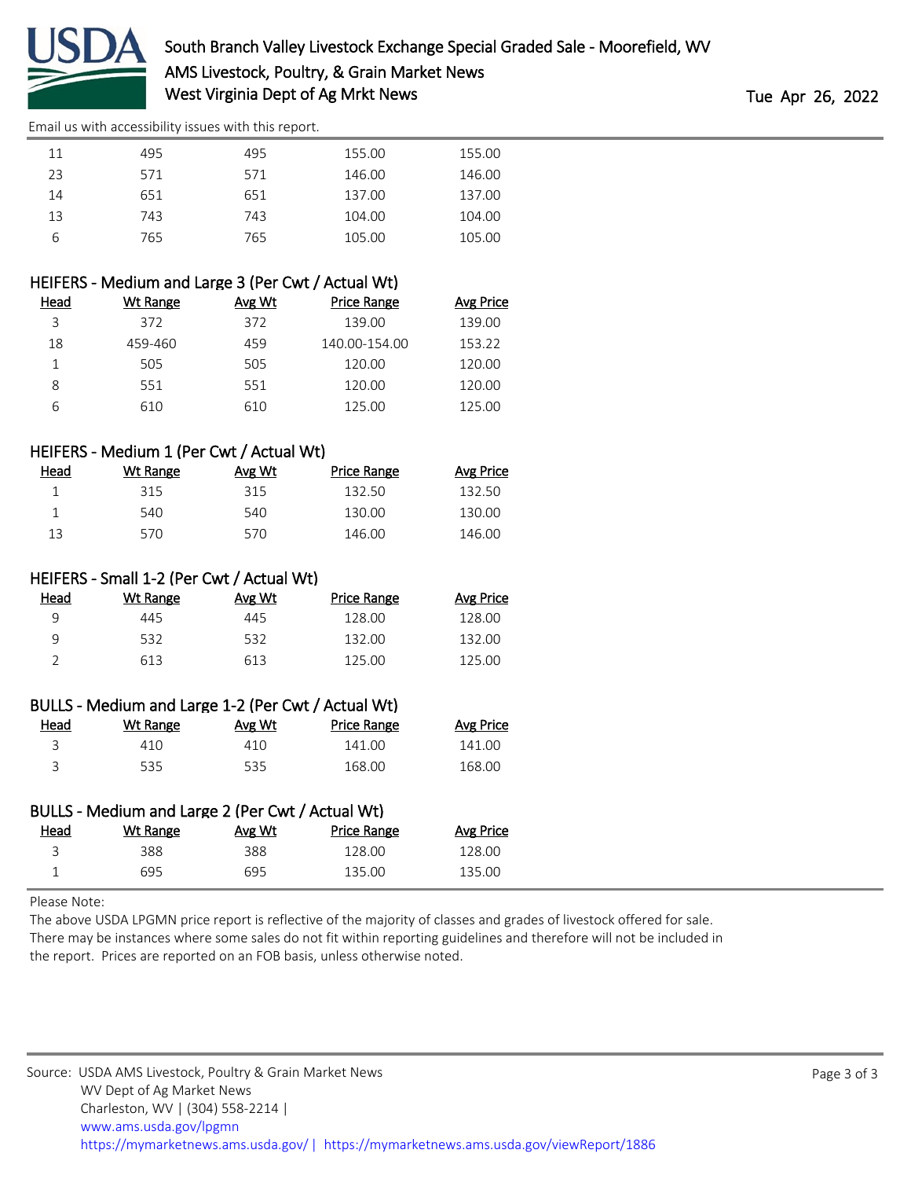| | | | | |
|---|---|---|---|---|
| 11 | 495 | 495 | 155.00 | 155.00 |
| 23 | 571 | 571 | 146.00 | 146.00 |
| 14 | 651 | 651 | 137.00 | 137.00 |
| 13 | 743 | 743 | 104.00 | 104.00 |
| 6 | 765 | 765 | 105.00 | 105.00 |

### HEIFERS - Medium and Large 3 (Per Cwt / Actual Wt)

| Head | Wt Range | Avg Wt | Price Range | Avg Price |
|---|---|---|---|---|
| 3 | 372 | 372 | 139.00 | 139.00 |
| 18 | 459-460 | 459 | 140.00-154.00 | 153.22 |
| 1 | 505 | 505 | 120.00 | 120.00 |
| 8 | 551 | 551 | 120.00 | 120.00 |
| 6 | 610 | 610 | 125.00 | 125.00 |

### HEIFERS - Medium 1 (Per Cwt / Actual Wt)

| Head | Wt Range | Avg Wt | Price Range | Avg Price |
|---|---|---|---|---|
| 1 | 315 | 315 | 132.50 | 132.50 |
| 1 | 540 | 540 | 130.00 | 130.00 |
| 13 | 570 | 570 | 146.00 | 146.00 |

### HEIFERS - Small 1-2 (Per Cwt / Actual Wt)

| Head | Wt Range | Avg Wt | Price Range | Avg Price |
|---|---|---|---|---|
| 9 | 445 | 445 | 128.00 | 128.00 |
| 9 | 532 | 532 | 132.00 | 132.00 |
| 2 | 613 | 613 | 125.00 | 125.00 |

### BULLS - Medium and Large 1-2 (Per Cwt / Actual Wt)

| Head | Wt Range | Avg Wt | Price Range | Avg Price |
|---|---|---|---|---|
| 3 | 410 | 410 | 141.00 | 141.00 |
| 3 | 535 | 535 | 168.00 | 168.00 |

### BULLS - Medium and Large 2 (Per Cwt / Actual Wt)

| Head | Wt Range | Avg Wt | Price Range | Avg Price |
|---|---|---|---|---|
| 3 | 388 | 388 | 128.00 | 128.00 |
| 1 | 695 | 695 | 135.00 | 135.00 |

Please Note:
The above USDA LPGMN price report is reflective of the majority of classes and grades of livestock offered for sale. There may be instances where some sales do not fit within reporting guidelines and therefore will not be included in the report. Prices are reported on an FOB basis, unless otherwise noted.

Source: USDA AMS Livestock, Poultry & Grain Market News
WV Dept of Ag Market News
Charleston, WV | (304) 558-2214 |
www.ams.usda.gov/lpgmn
https://mymarketnews.ams.usda.gov/ | https://mymarketnews.ams.usda.gov/viewReport/1886